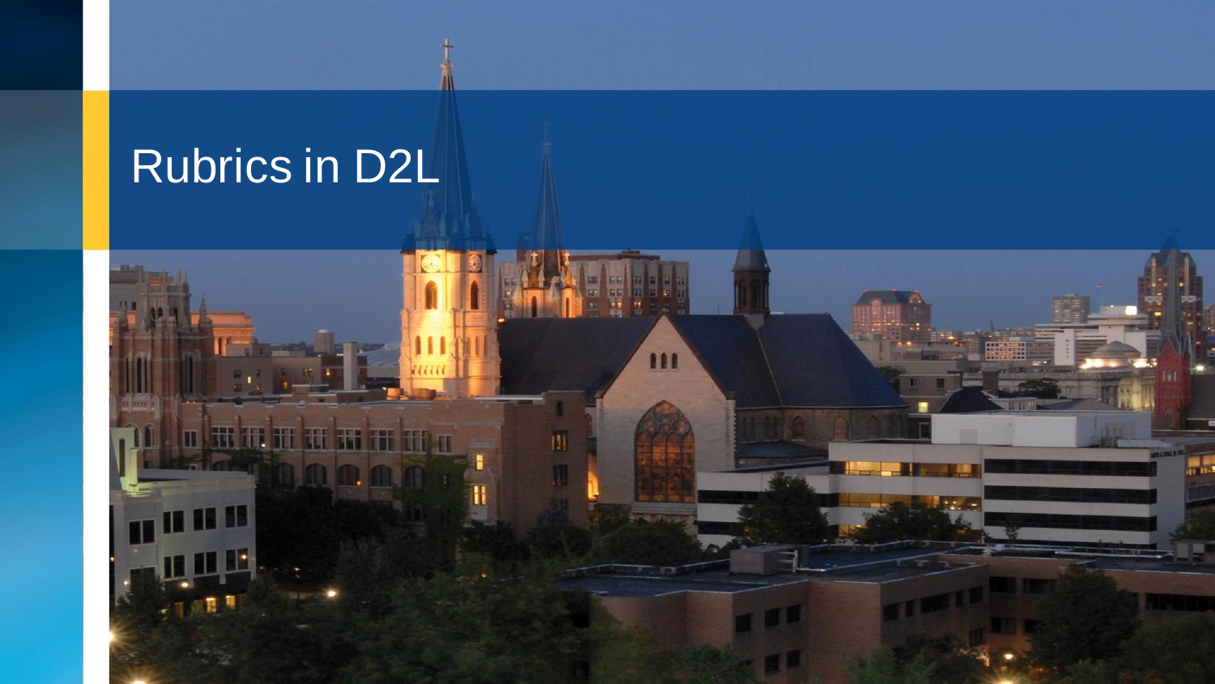# Rubrics in D2L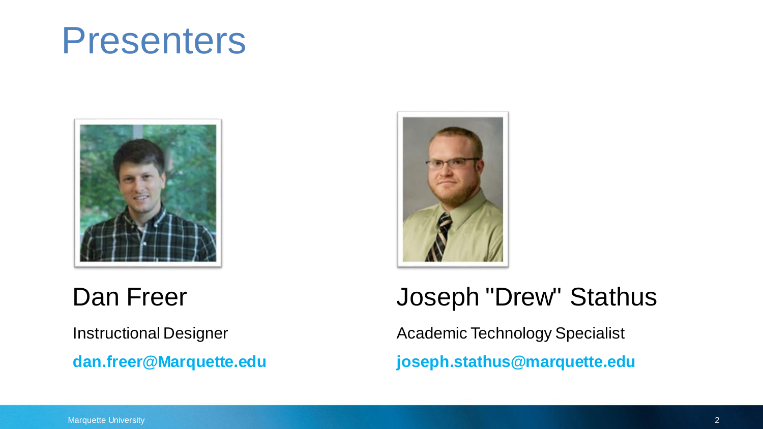# Presenters

## Dan Freer

Instructional Designer

**dan.freer@Marquette.edu**

## Joseph "Drew" Stathus

Academic Technology Specialist

**joseph.stathus@marquette.edu**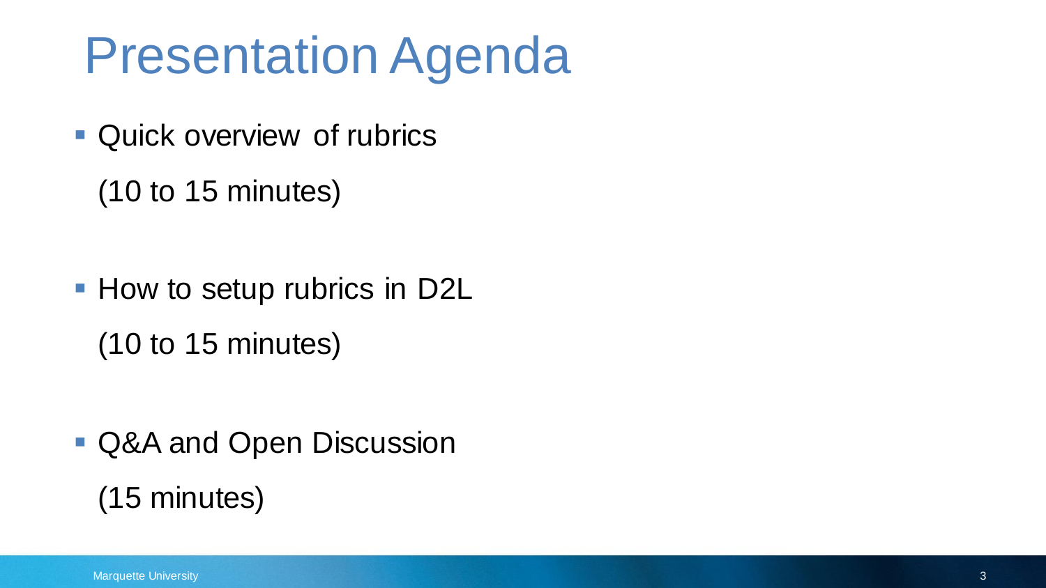# Presentation Agenda

- Quick overview of rubrics

  (10 to 15 minutes)

- How to setup rubrics in D2L

  (10 to 15 minutes)

- Q&A and Open Discussion

  (15 minutes)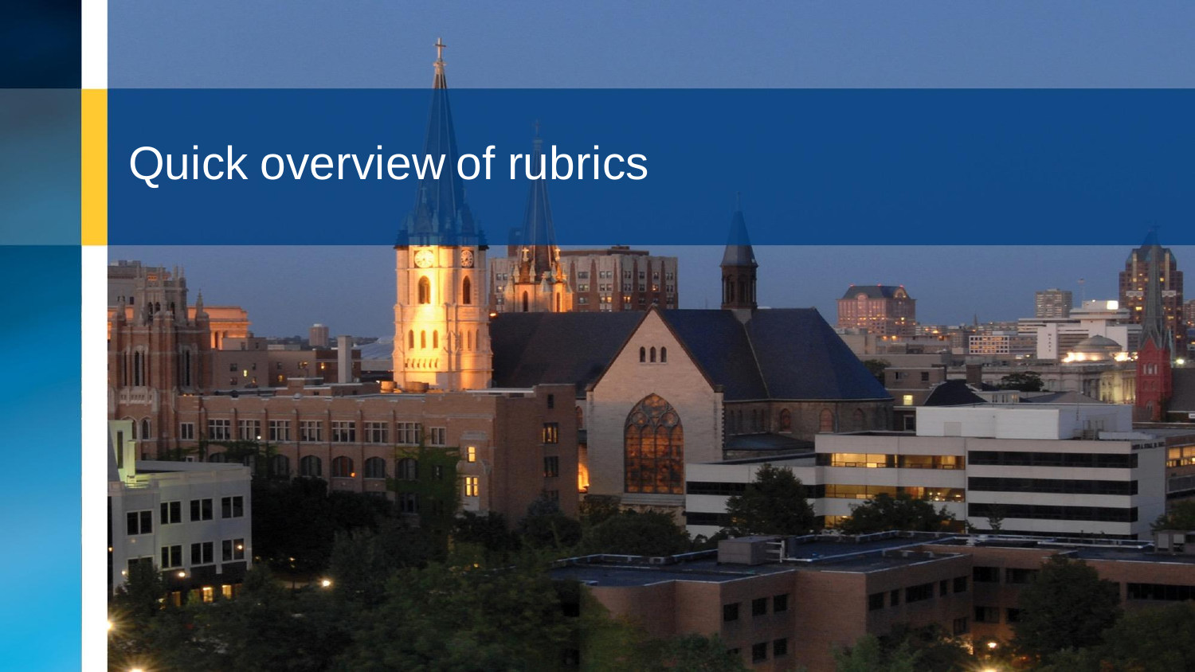# Quick overview of rubrics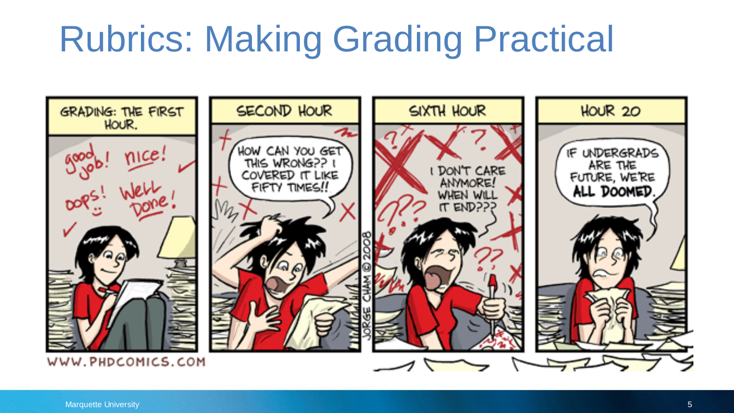# Rubrics: Making Grading Practical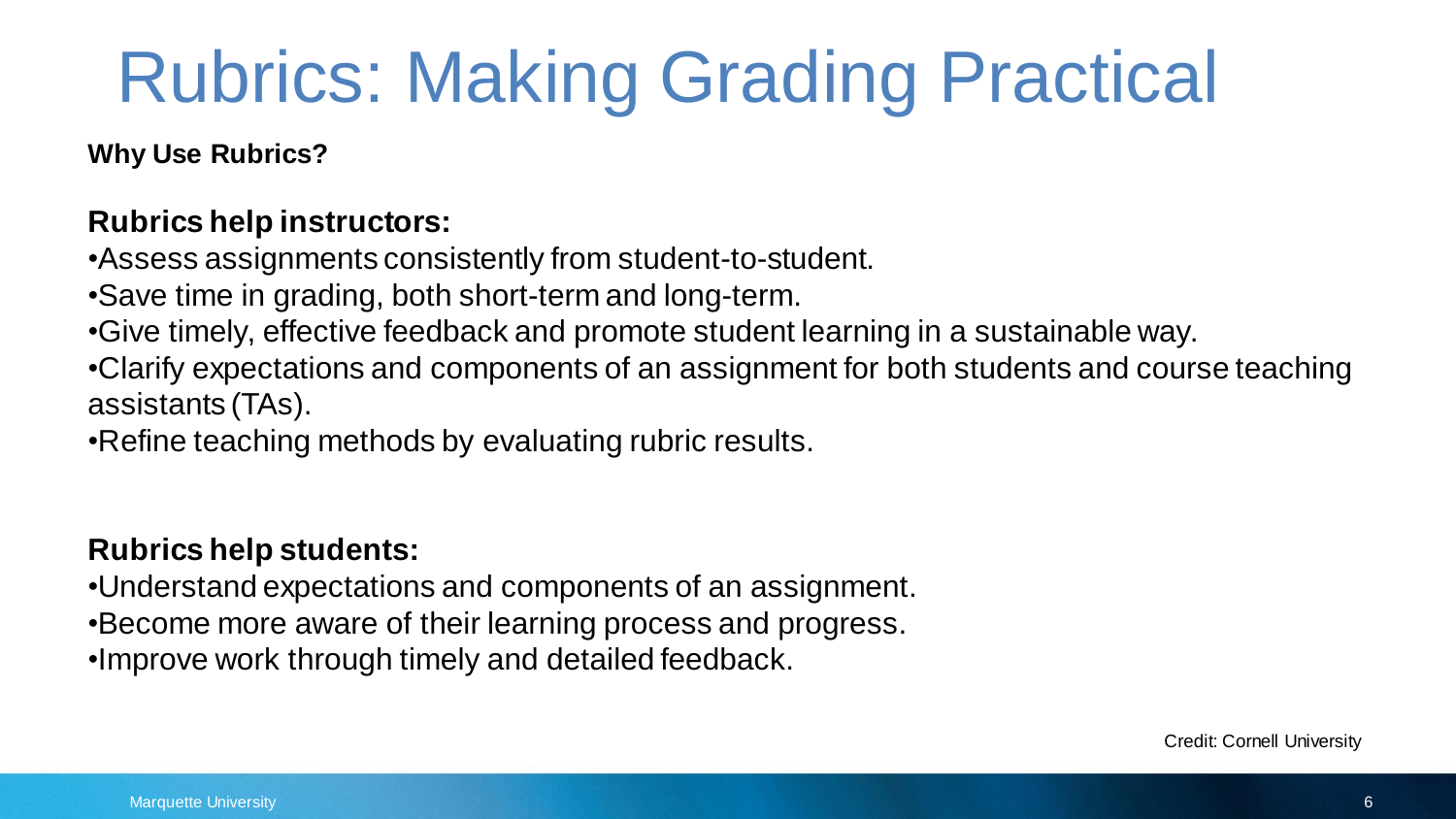# Rubrics: Making Grading Practical

**Why Use Rubrics?**

**Rubrics help instructors:**

- Assess assignments consistently from student-to-student.
- Save time in grading, both short-term and long-term.
- Give timely, effective feedback and promote student learning in a sustainable way.
- Clarify expectations and components of an assignment for both students and course teaching assistants (TAs).
- Refine teaching methods by evaluating rubric results.

**Rubrics help students:**

- Understand expectations and components of an assignment.
- Become more aware of their learning process and progress.
- Improve work through timely and detailed feedback.

Credit: Cornell University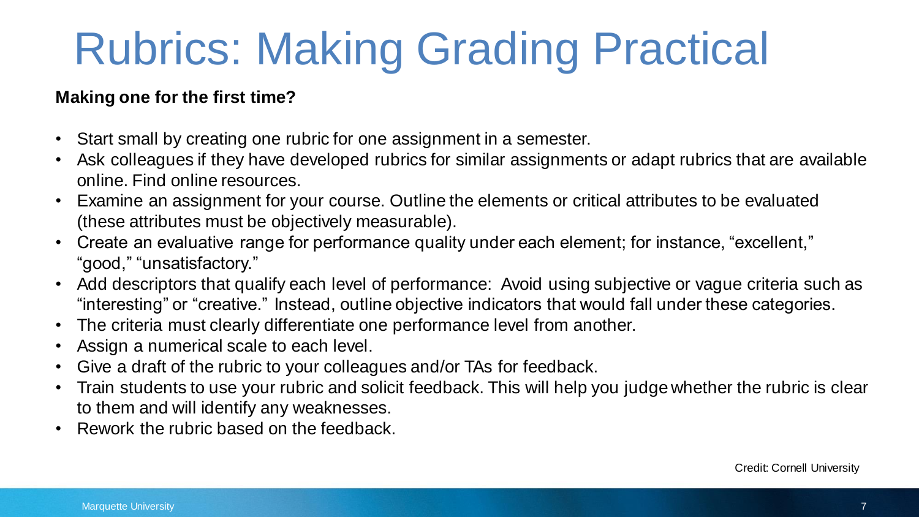# Rubrics: Making Grading Practical

**Making one for the first time?**

- Start small by creating one rubric for one assignment in a semester.
- Ask colleagues if they have developed rubrics for similar assignments or adapt rubrics that are available online. Find online resources.
- Examine an assignment for your course. Outline the elements or critical attributes to be evaluated (these attributes must be objectively measurable).
- Create an evaluative range for performance quality under each element; for instance, “excellent,” “good,” “unsatisfactory.”
- Add descriptors that qualify each level of performance: Avoid using subjective or vague criteria such as “interesting” or “creative.” Instead, outline objective indicators that would fall under these categories.
- The criteria must clearly differentiate one performance level from another.
- Assign a numerical scale to each level.
- Give a draft of the rubric to your colleagues and/or TAs for feedback.
- Train students to use your rubric and solicit feedback. This will help you judge whether the rubric is clear to them and will identify any weaknesses.
- Rework the rubric based on the feedback.

Credit: Cornell University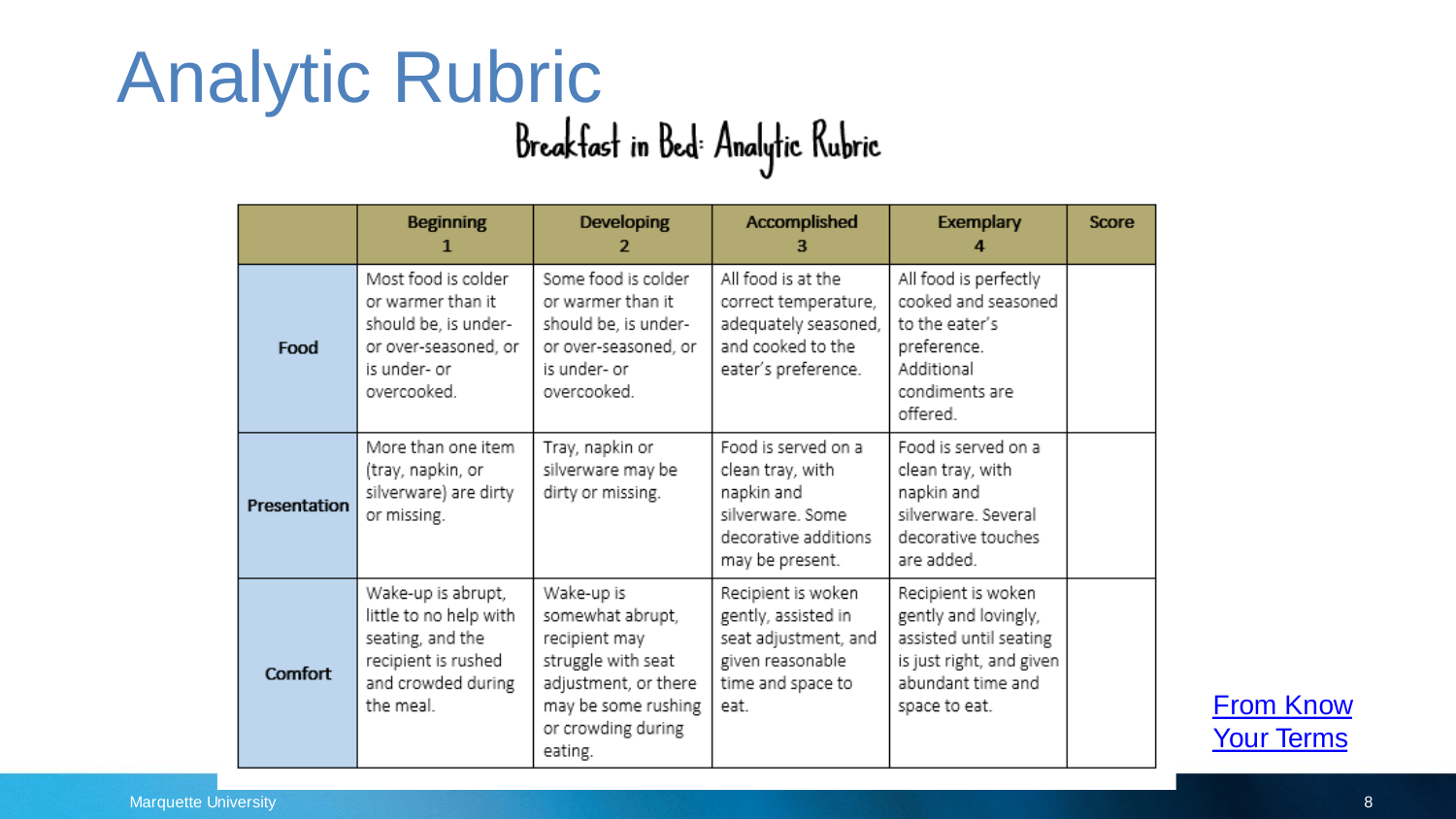# Analytic Rubric

## Breakfast in Bed: Analytic Rubric

| | Beginning 1 | Developing 2 | Accomplished 3 | Exemplary 4 | Score |
|---|---|---|---|---|---|
| **Food** | Most food is colder or warmer than it should be, is under- or over-seasoned, or is under- or overcooked. | Some food is colder or warmer than it should be, is under- or over-seasoned, or is under- or overcooked. | All food is at the correct temperature, adequately seasoned, and cooked to the eater's preference. | All food is perfectly cooked and seasoned to the eater's preference. Additional condiments are offered. | |
| **Presentation** | More than one item (tray, napkin, or silverware) are dirty or missing. | Tray, napkin or silverware may be dirty or missing. | Food is served on a clean tray, with napkin and silverware. Some decorative additions may be present. | Food is served on a clean tray, with napkin and silverware. Several decorative touches are added. | |
| **Comfort** | Wake-up is abrupt, little to no help with seating, and the recipient is rushed and crowded during the meal. | Wake-up is somewhat abrupt, recipient may struggle with seat adjustment, or there may be some rushing or crowding during eating. | Recipient is woken gently, assisted in seat adjustment, and given reasonable time and space to eat. | Recipient is woken gently and lovingly, assisted until seating is just right, and given abundant time and space to eat. | |

From Know Your Terms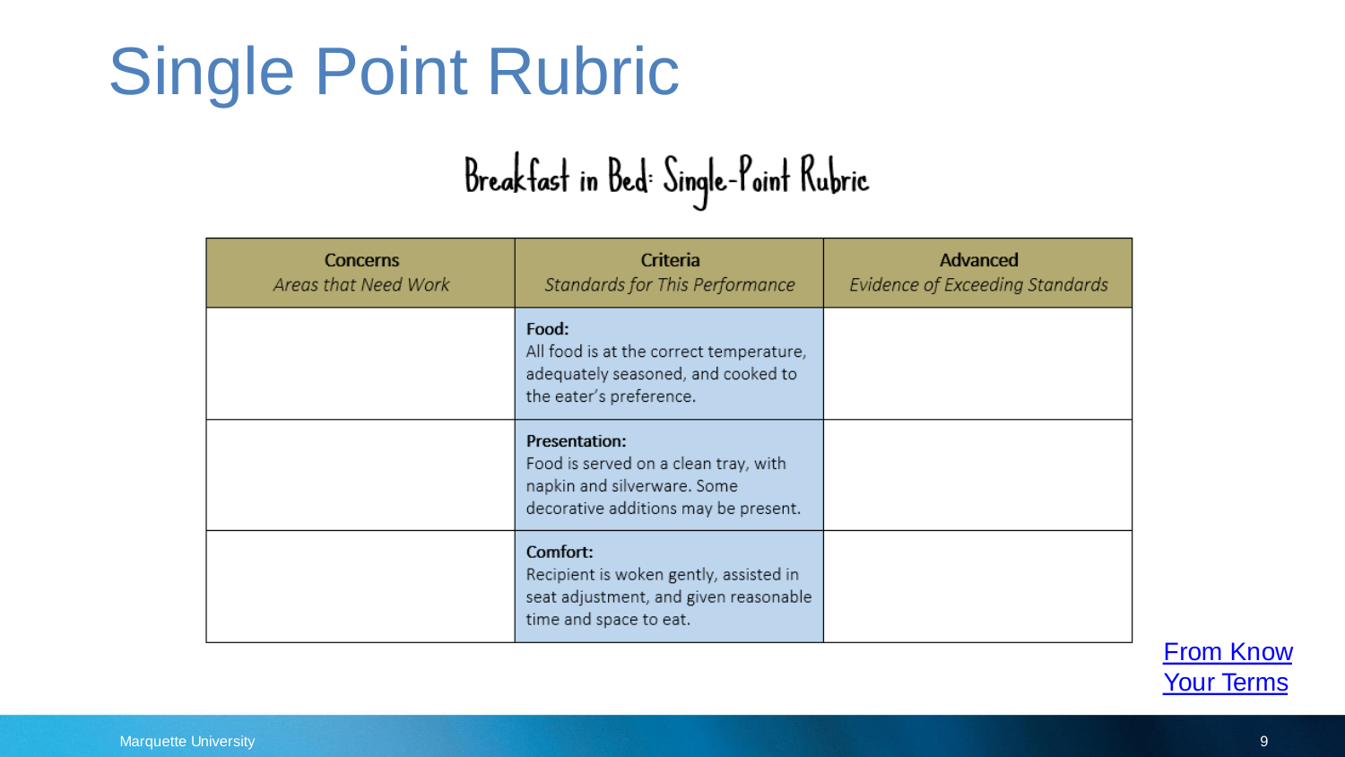# Single Point Rubric

## Breakfast in Bed: Single-Point Rubric

| **Concerns**<br>*Areas that Need Work* | **Criteria**<br>*Standards for This Performance* | **Advanced**<br>*Evidence of Exceeding Standards* |
|---|---|---|
| | **Food:**<br>All food is at the correct temperature, adequately seasoned, and cooked to the eater's preference. | |
| | **Presentation:**<br>Food is served on a clean tray, with napkin and silverware. Some decorative additions may be present. | |
| | **Comfort:**<br>Recipient is woken gently, assisted in seat adjustment, and given reasonable time and space to eat. | |

[From Know Your Terms]

Marquette University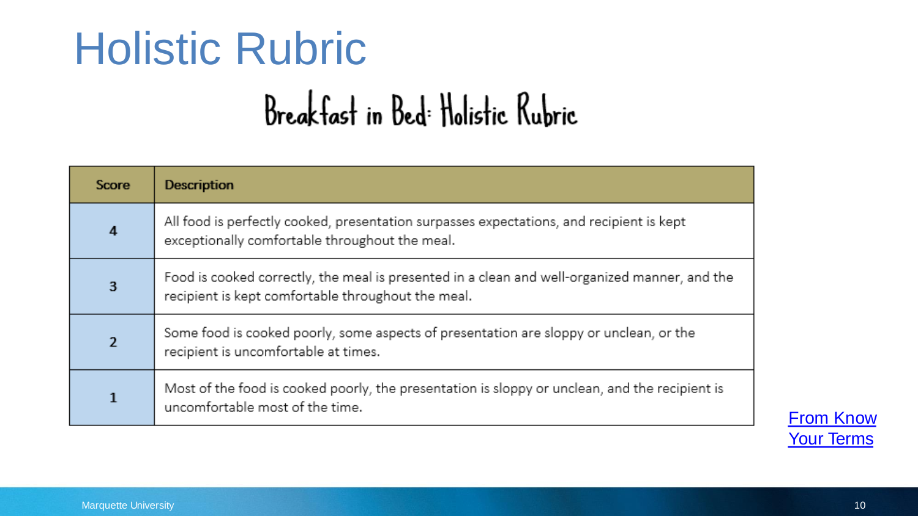# Holistic Rubric

## Breakfast in Bed: Holistic Rubric

| Score | Description |
|---|---|
| 4 | All food is perfectly cooked, presentation surpasses expectations, and recipient is kept exceptionally comfortable throughout the meal. |
| 3 | Food is cooked correctly, the meal is presented in a clean and well-organized manner, and the recipient is kept comfortable throughout the meal. |
| 2 | Some food is cooked poorly, some aspects of presentation are sloppy or unclean, or the recipient is uncomfortable at times. |
| 1 | Most of the food is cooked poorly, the presentation is sloppy or unclean, and the recipient is uncomfortable most of the time. |

From Know Your Terms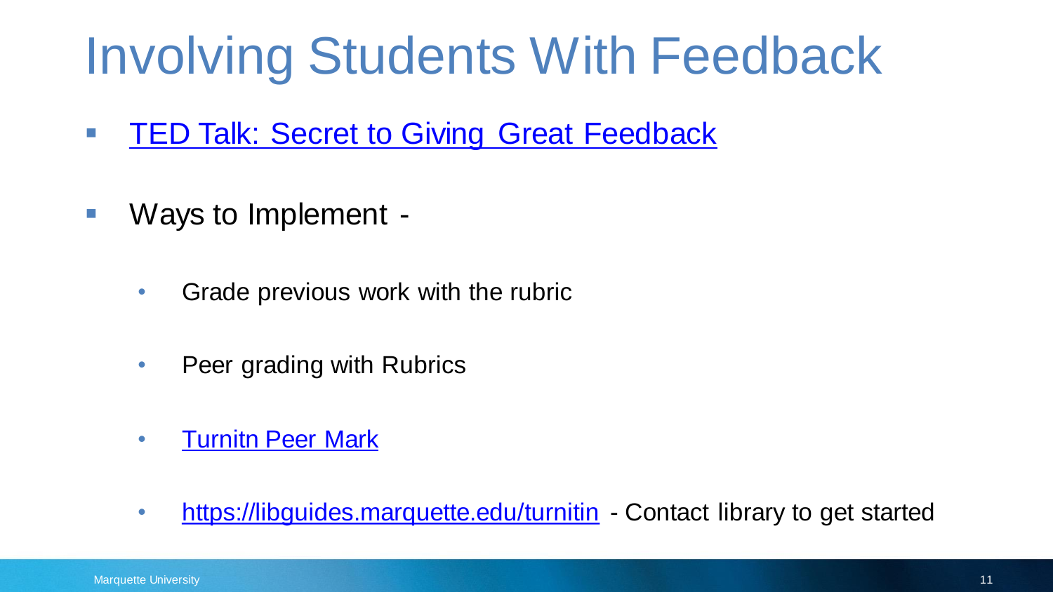# Involving Students With Feedback

- TED Talk: Secret to Giving Great Feedback
- Ways to Implement -
  - Grade previous work with the rubric
  - Peer grading with Rubrics
  - Turnitn Peer Mark
  - https://libguides.marquette.edu/turnitin - Contact library to get started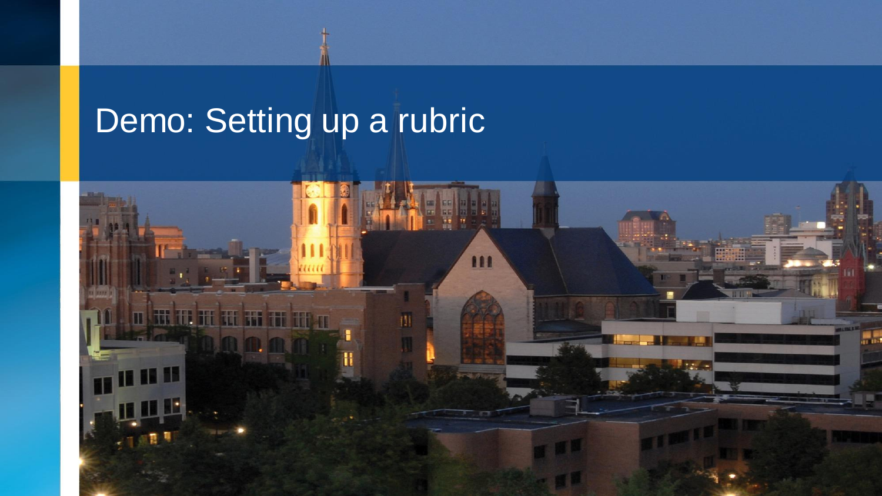# Demo: Setting up a rubric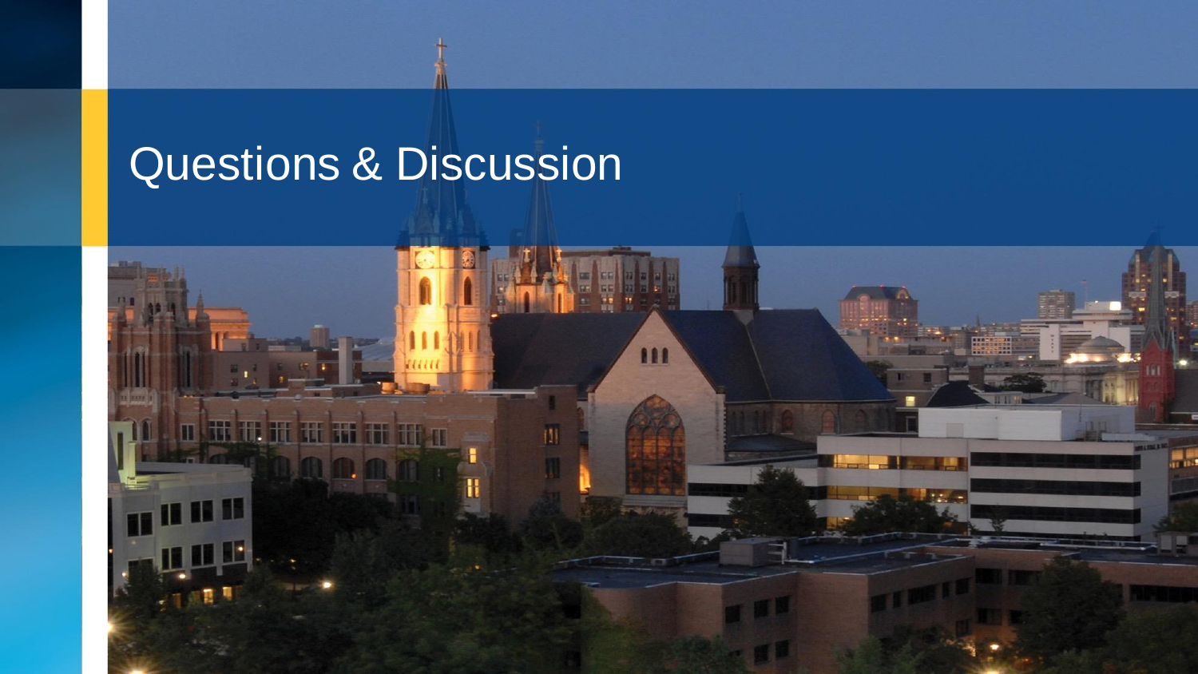# Questions & Discussion